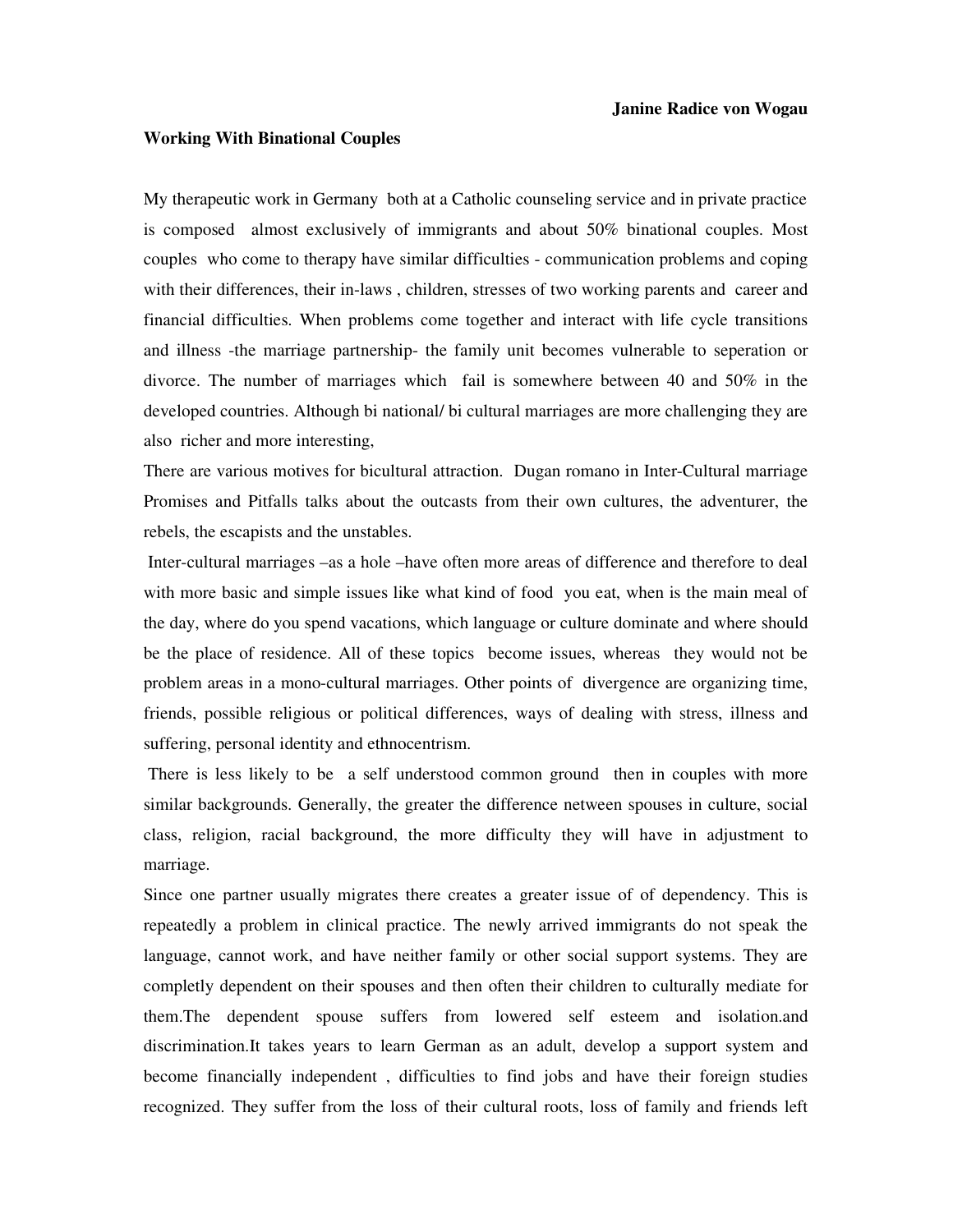**Janine Radice von Wogau**

**Working With Binational Couples**

My therapeutic work in Germany both at a Catholic counseling service and in private practice is composed almost exclusively of immigrants and about 50% binational couples. Most couples who come to therapy have similar difficulties - communication problems and coping with their differences, their in-laws , children, stresses of two working parents and career and financial difficulties. When problems come together and interact with life cycle transitions and illness -the marriage partnership- the family unit becomes vulnerable to seperation or divorce. The number of marriages which fail is somewhere between 40 and 50% in the developed countries. Although bi national/ bi cultural marriages are more challenging they are also richer and more interesting,

There are various motives for bicultural attraction. Dugan romano in Inter-Cultural marriage Promises and Pitfalls talks about the outcasts from their own cultures, the adventurer, the rebels, the escapists and the unstables.

Inter-cultural marriages –as a hole –have often more areas of difference and therefore to deal with more basic and simple issues like what kind of food you eat, when is the main meal of the day, where do you spend vacations, which language or culture dominate and where should be the place of residence. All of these topics become issues, whereas they would not be problem areas in a mono-cultural marriages. Other points of divergence are organizing time, friends, possible religious or political differences, ways of dealing with stress, illness and suffering, personal identity and ethnocentrism.

There is less likely to be a self understood common ground then in couples with more similar backgrounds. Generally, the greater the difference netween spouses in culture, social class, religion, racial background, the more difficulty they will have in adjustment to marriage.

Since one partner usually migrates there creates a greater issue of of dependency. This is repeatedly a problem in clinical practice. The newly arrived immigrants do not speak the language, cannot work, and have neither family or other social support systems. They are completly dependent on their spouses and then often their children to culturally mediate for them.The dependent spouse suffers from lowered self esteem and isolation.and discrimination.It takes years to learn German as an adult, develop a support system and become financially independent , difficulties to find jobs and have their foreign studies recognized. They suffer from the loss of their cultural roots, loss of family and friends left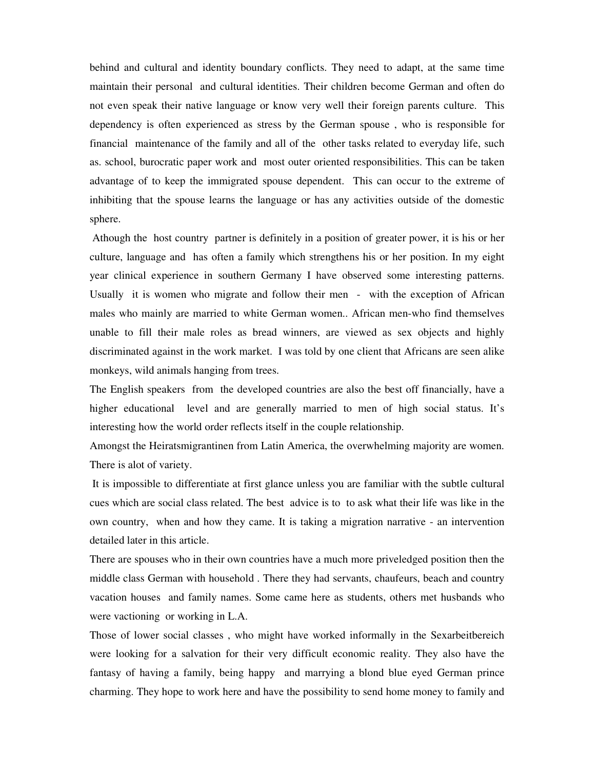behind and cultural and identity boundary conflicts. They need to adapt, at the same time maintain their personal and cultural identities. Their children become German and often do not even speak their native language or know very well their foreign parents culture. This dependency is often experienced as stress by the German spouse , who is responsible for financial maintenance of the family and all of the other tasks related to everyday life, such as. school, burocratic paper work and most outer oriented responsibilities. This can be taken advantage of to keep the immigrated spouse dependent. This can occur to the extreme of inhibiting that the spouse learns the language or has any activities outside of the domestic sphere.

Athough the host country partner is definitely in a position of greater power, it is his or her culture, language and has often a family which strengthens his or her position. In my eight year clinical experience in southern Germany I have observed some interesting patterns. Usually it is women who migrate and follow their men - with the exception of African males who mainly are married to white German women.. African men-who find themselves unable to fill their male roles as bread winners, are viewed as sex objects and highly discriminated against in the work market. I was told by one client that Africans are seen alike monkeys, wild animals hanging from trees.

The English speakers from the developed countries are also the best off financially, have a higher educational level and are generally married to men of high social status. It's interesting how the world order reflects itself in the couple relationship.

Amongst the Heiratsmigrantinen from Latin America, the overwhelming majority are women. There is alot of variety.

It is impossible to differentiate at first glance unless you are familiar with the subtle cultural cues which are social class related. The best advice is to to ask what their life was like in the own country, when and how they came. It is taking a migration narrative - an intervention detailed later in this article.

There are spouses who in their own countries have a much more priveledged position then the middle class German with household . There they had servants, chaufeurs, beach and country vacation houses and family names. Some came here as students, others met husbands who were vactioning or working in L.A.

Those of lower social classes , who might have worked informally in the Sexarbeitbereich were looking for a salvation for their very difficult economic reality. They also have the fantasy of having a family, being happy and marrying a blond blue eyed German prince charming. They hope to work here and have the possibility to send home money to family and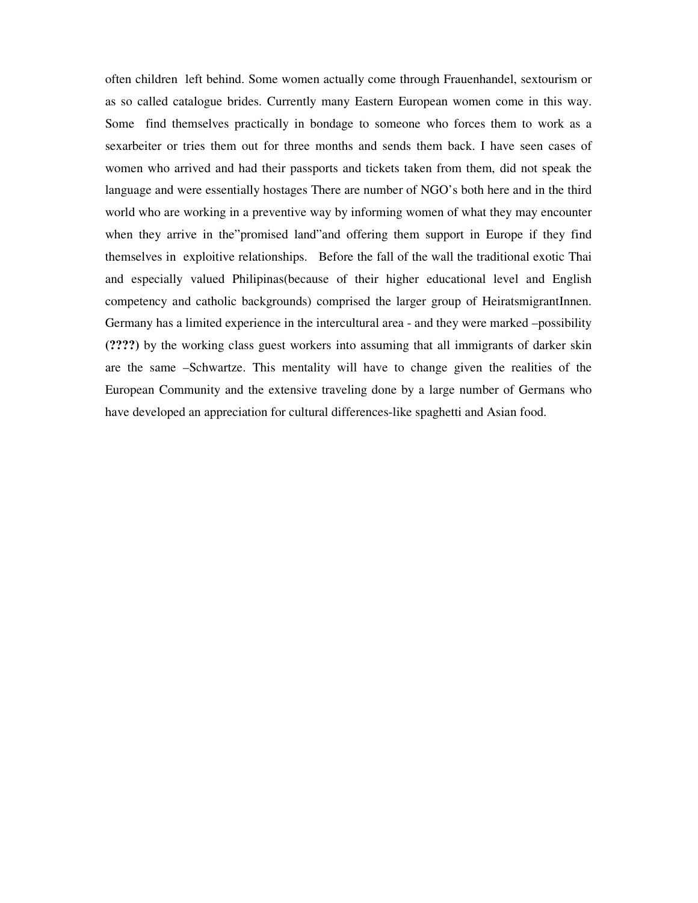often children left behind. Some women actually come through Frauenhandel, sextourism or as so called catalogue brides. Currently many Eastern European women come in this way. Some find themselves practically in bondage to someone who forces them to work as a sexarbeiter or tries them out for three months and sends them back. I have seen cases of women who arrived and had their passports and tickets taken from them, did not speak the language and were essentially hostages There are number of NGO's both here and in the third world who are working in a preventive way by informing women of what they may encounter when they arrive in the"promised land"and offering them support in Europe if they find themselves in exploitive relationships. Before the fall of the wall the traditional exotic Thai and especially valued Philipinas(because of their higher educational level and English competency and catholic backgrounds) comprised the larger group of HeiratsmigrantInnen. Germany has a limited experience in the intercultural area - and they were marked –possibility **(????)** by the working class guest workers into assuming that all immigrants of darker skin are the same –Schwartze. This mentality will have to change given the realities of the European Community and the extensive traveling done by a large number of Germans who have developed an appreciation for cultural differences-like spaghetti and Asian food.